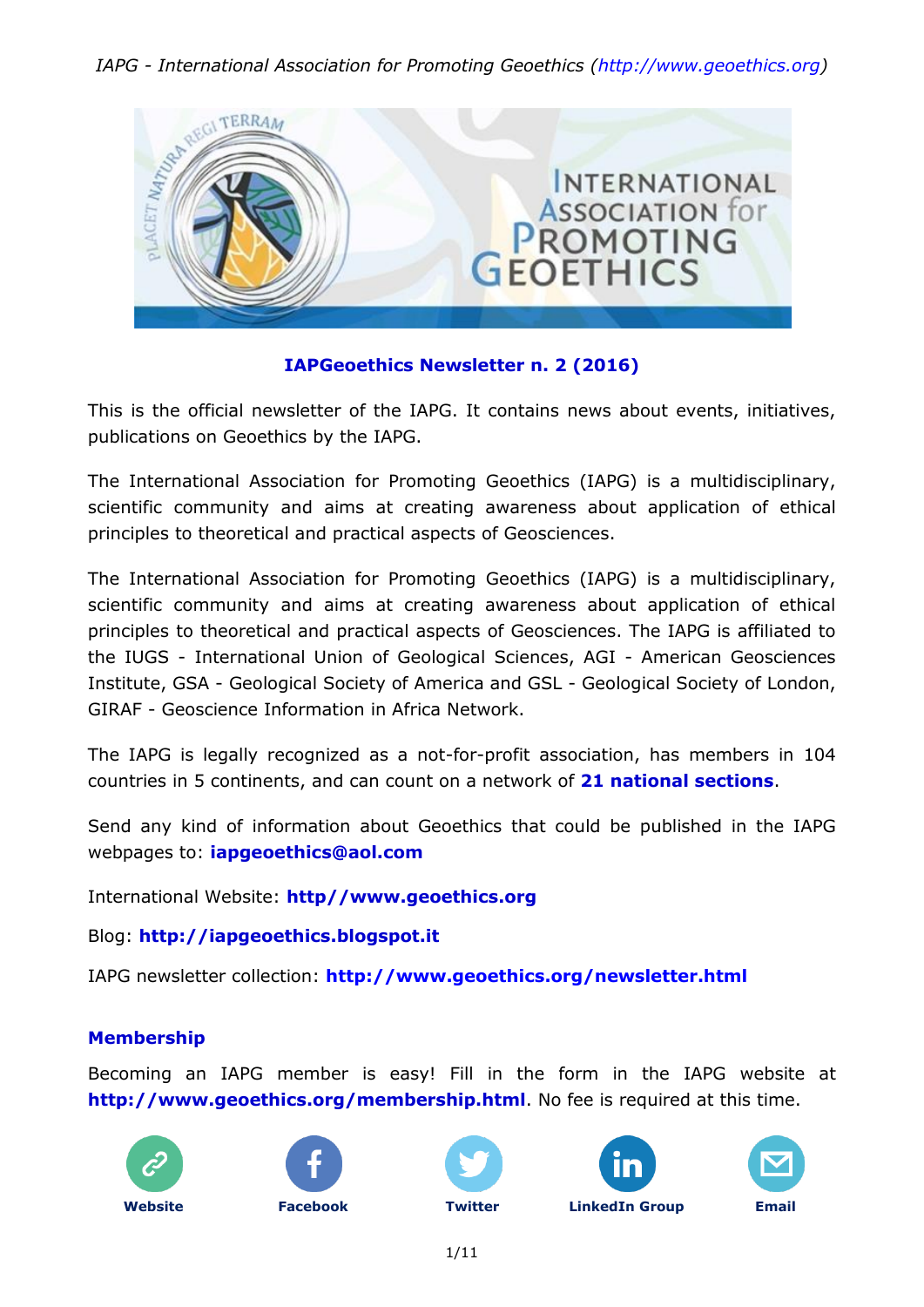# IAPGeoethics Newsletter n. 2 (2016)

This is the official newsletter of the IAPG. It contains news about events, initiatives, publications on Geoethics by the IAPG.

The International Association for Promoting Geoethics (IAPG) is a multidisciplinary, scientific community and aims at creating awareness about application of ethical principles to theoretical and practical aspects of Geosciences.

The International Association for Promoting Geoethics (IAPG) is a multidisciplinary, scientific community and aims at creating awareness about application of ethical principles to theoretical and practical aspects of Geosciences. The IAPG is affiliated to the IUGS - International Union of Geological Sciences, AGI - American Geosciences Institute, GSA - Geological Society of America and GSL - Geological Society of London, GIRAF - Geoscience Information in Africa Network.

The IAPG is legally recognized as a not-for-profit association, has members in 104 countries in 5 continents, and can count on a network of **21 national sections**.

Send any kind of information about Geoethics that could be published in the IAPG webpages to: **iapgeoethics@aol.com**

International Website: **http//www.geoethics.org**

Blog: **http://iapgeoethics.blogspot.it**

IAPG newsletter collection: **http://www.geoethics.org/newsletter.html**

## Membership

Becoming an IAPG member is easy! Fill in the form in the IAPG website at **http://www.geoethics.org/membership.html**. No fee is required at this time.

Website | Facebook | Twitter | LinkedIn Group | Email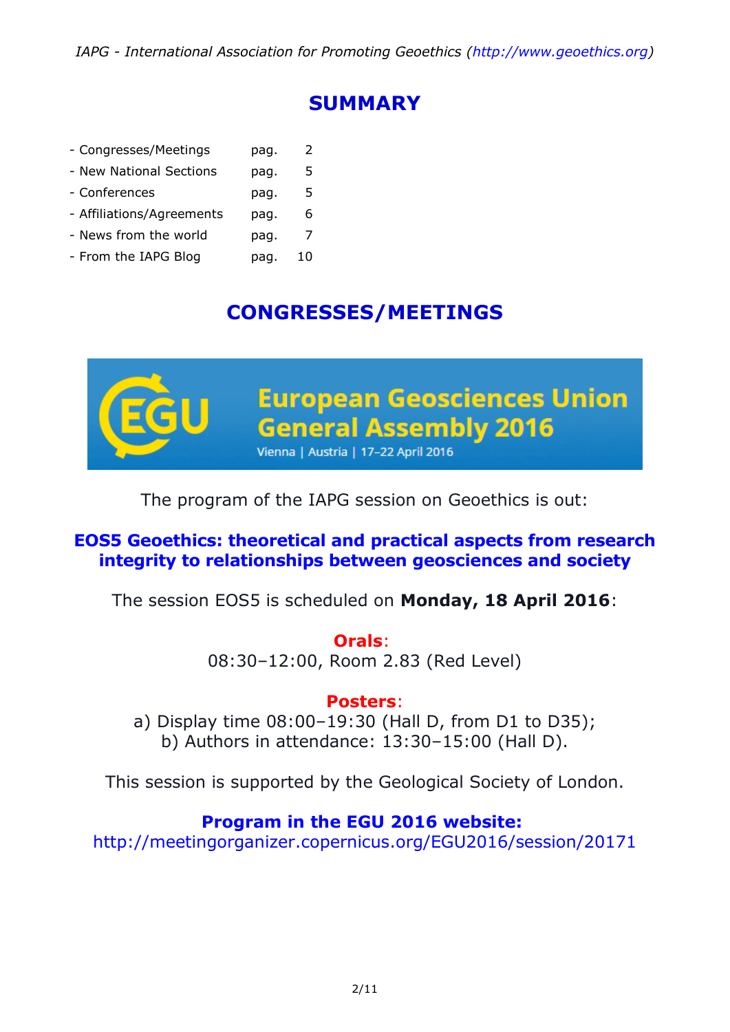## SUMMARY

| | | |
|---|---|---|
| - Congresses/Meetings | pag. | 2 |
| - New National Sections | pag. | 5 |
| - Conferences | pag. | 5 |
| - Affiliations/Agreements | pag. | 6 |
| - News from the world | pag. | 7 |
| - From the IAPG Blog | pag. | 10 |

## CONGRESSES/MEETINGS

European Geosciences Union General Assembly 2016
Vienna | Austria | 17–22 April 2016

The program of the IAPG session on Geoethics is out:

**EOS5 Geoethics: theoretical and practical aspects from research integrity to relationships between geosciences and society**

The session EOS5 is scheduled on **Monday, 18 April 2016**:

**Orals**:
08:30–12:00, Room 2.83 (Red Level)

**Posters**:
a) Display time 08:00–19:30 (Hall D, from D1 to D35);
b) Authors in attendance: 13:30–15:00 (Hall D).

This session is supported by the Geological Society of London.

**Program in the EGU 2016 website:**
http://meetingorganizer.copernicus.org/EGU2016/session/20171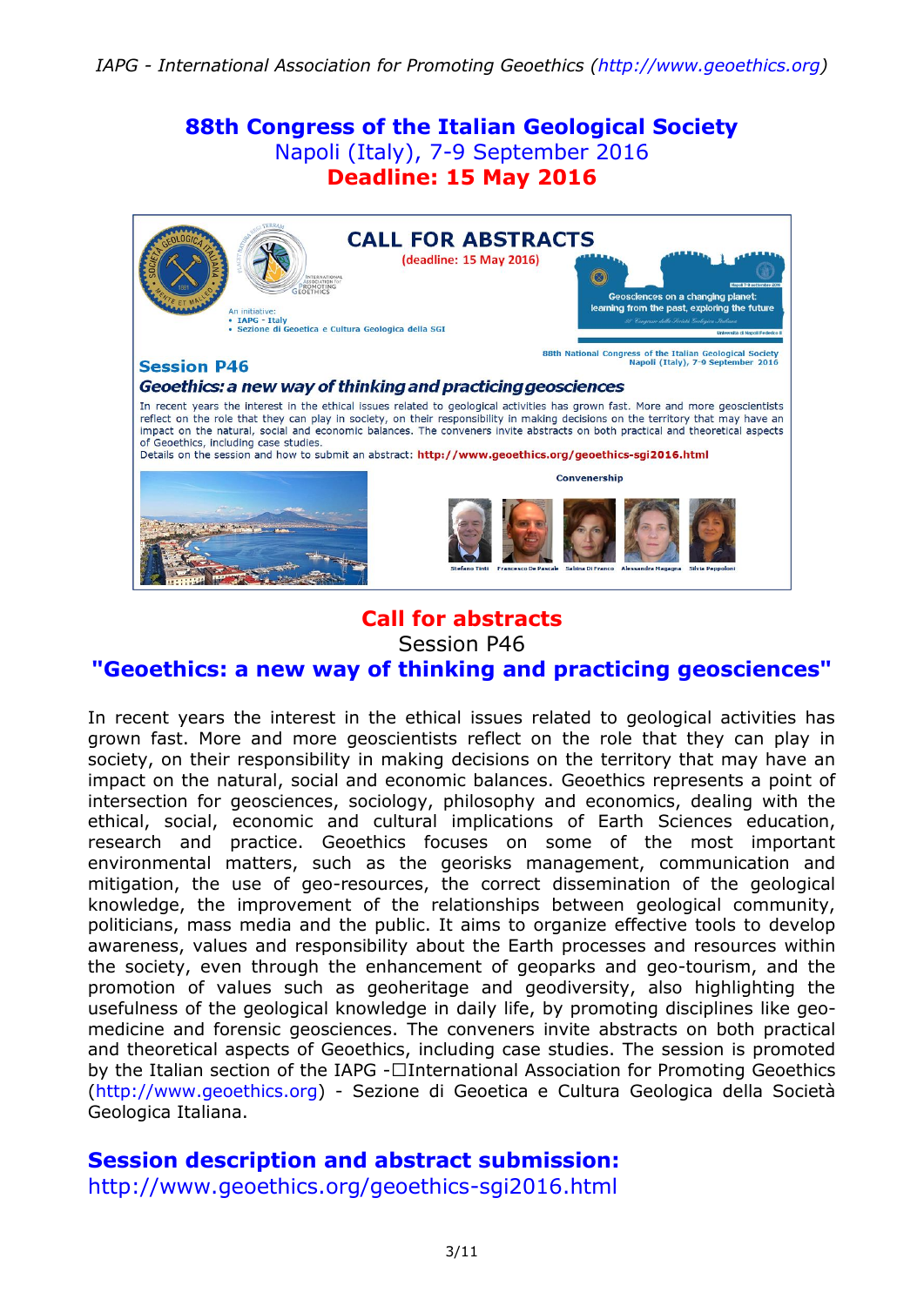## 88th Congress of the Italian Geological Society

Napoli (Italy), 7-9 September 2016

**Deadline: 15 May 2016**

### Call for abstracts

Session P46

### "Geoethics: a new way of thinking and practicing geosciences"

In recent years the interest in the ethical issues related to geological activities has grown fast. More and more geoscientists reflect on the role that they can play in society, on their responsibility in making decisions on the territory that may have an impact on the natural, social and economic balances. Geoethics represents a point of intersection for geosciences, sociology, philosophy and economics, dealing with the ethical, social, economic and cultural implications of Earth Sciences education, research and practice. Geoethics focuses on some of the most important environmental matters, such as the georisks management, communication and mitigation, the use of geo-resources, the correct dissemination of the geological knowledge, the improvement of the relationships between geological community, politicians, mass media and the public. It aims to organize effective tools to develop awareness, values and responsibility about the Earth processes and resources within the society, even through the enhancement of geoparks and geo-tourism, and the promotion of values such as geoheritage and geodiversity, also highlighting the usefulness of the geological knowledge in daily life, by promoting disciplines like geo-medicine and forensic geosciences. The conveners invite abstracts on both practical and theoretical aspects of Geoethics, including case studies. The session is promoted by the Italian section of the IAPG -International Association for Promoting Geoethics (http://www.geoethics.org) - Sezione di Geoetica e Cultura Geologica della Società Geologica Italiana.

### Session description and abstract submission:

http://www.geoethics.org/geoethics-sgi2016.html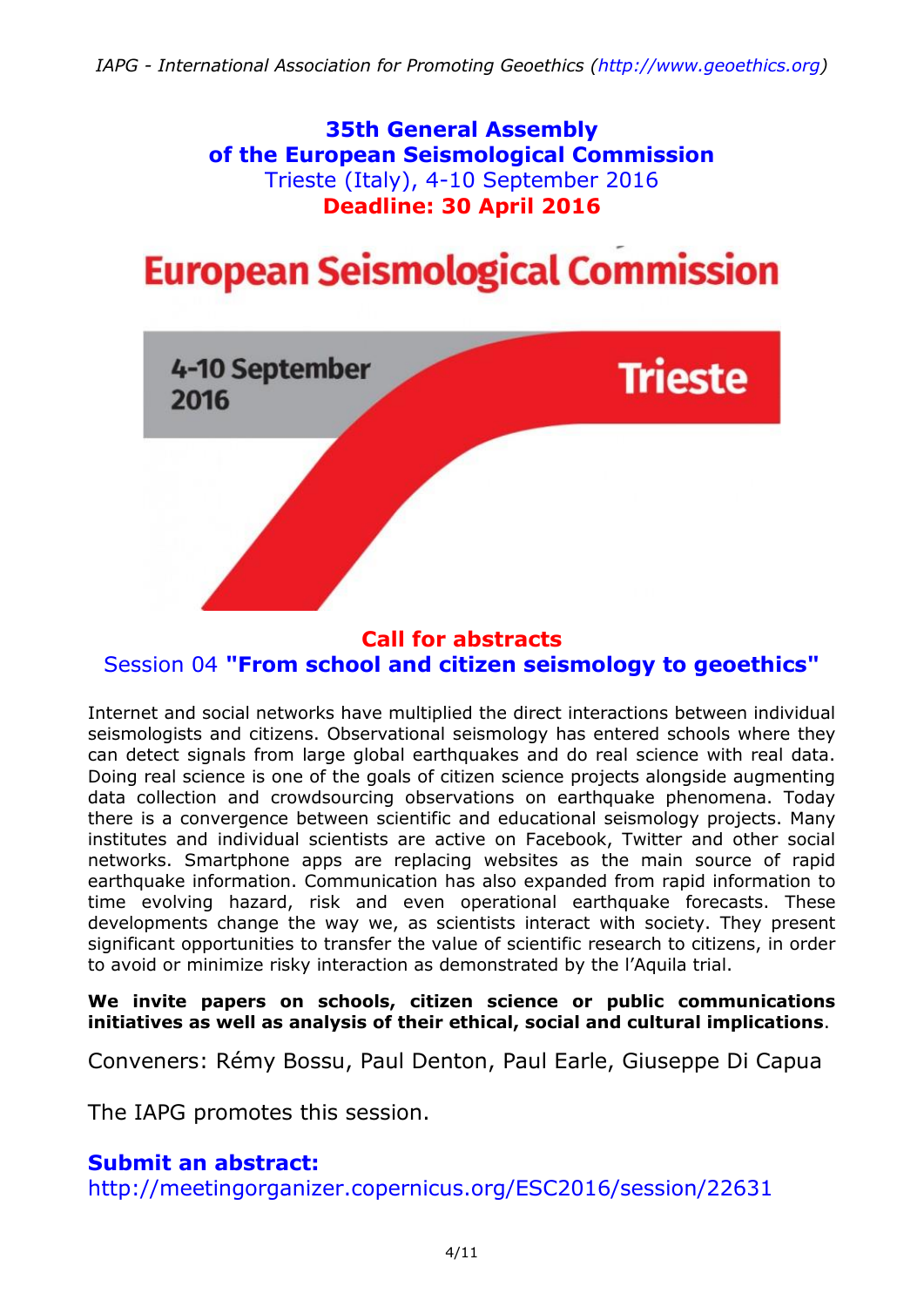**35th General Assembly**
**of the European Seismological Commission**
Trieste (Italy), 4-10 September 2016
**Deadline: 30 April 2016**

European Seismological Commission

4-10 September 2016

Trieste

## Call for abstracts

### Session 04 **"From school and citizen seismology to geoethics"**

Internet and social networks have multiplied the direct interactions between individual seismologists and citizens. Observational seismology has entered schools where they can detect signals from large global earthquakes and do real science with real data. Doing real science is one of the goals of citizen science projects alongside augmenting data collection and crowdsourcing observations on earthquake phenomena. Today there is a convergence between scientific and educational seismology projects. Many institutes and individual scientists are active on Facebook, Twitter and other social networks. Smartphone apps are replacing websites as the main source of rapid earthquake information. Communication has also expanded from rapid information to time evolving hazard, risk and even operational earthquake forecasts. These developments change the way we, as scientists interact with society. They present significant opportunities to transfer the value of scientific research to citizens, in order to avoid or minimize risky interaction as demonstrated by the l'Aquila trial.

**We invite papers on schools, citizen science or public communications initiatives as well as analysis of their ethical, social and cultural implications**.

Conveners: Rémy Bossu, Paul Denton, Paul Earle, Giuseppe Di Capua

The IAPG promotes this session.

**Submit an abstract:**
http://meetingorganizer.copernicus.org/ESC2016/session/22631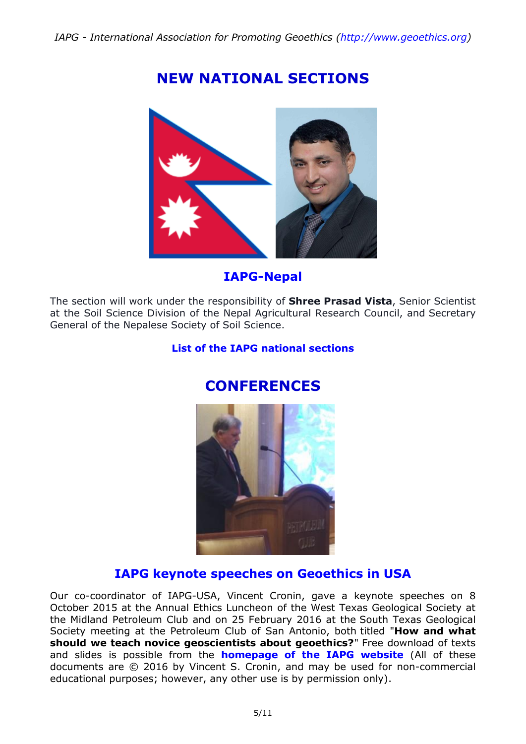# NEW NATIONAL SECTIONS

## IAPG-Nepal

The section will work under the responsibility of **Shree Prasad Vista**, Senior Scientist at the Soil Science Division of the Nepal Agricultural Research Council, and Secretary General of the Nepalese Society of Soil Science.

**List of the IAPG national sections**

# CONFERENCES

## IAPG keynote speeches on Geoethics in USA

Our co-coordinator of IAPG-USA, Vincent Cronin, gave a keynote speeches on 8 October 2015 at the Annual Ethics Luncheon of the West Texas Geological Society at the Midland Petroleum Club and on 25 February 2016 at the South Texas Geological Society meeting at the Petroleum Club of San Antonio, both titled "**How and what should we teach novice geoscientists about geoethics?**" Free download of texts and slides is possible from the **homepage of the IAPG website** (All of these documents are © 2016 by Vincent S. Cronin, and may be used for non-commercial educational purposes; however, any other use is by permission only).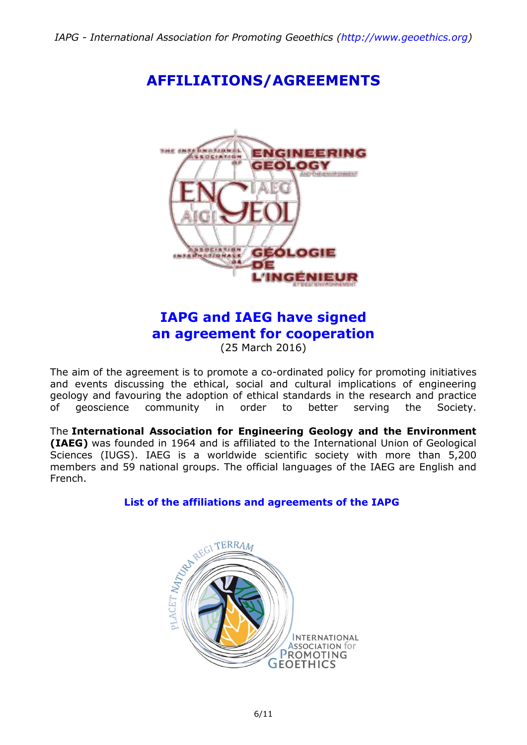# AFFILIATIONS/AGREEMENTS

## IAPG and IAEG have signed an agreement for cooperation

(25 March 2016)

The aim of the agreement is to promote a co-ordinated policy for promoting initiatives and events discussing the ethical, social and cultural implications of engineering geology and favouring the adoption of ethical standards in the research and practice of geoscience community in order to better serving the Society.

The **International Association for Engineering Geology and the Environment (IAEG)** was founded in 1964 and is affiliated to the International Union of Geological Sciences (IUGS). IAEG is a worldwide scientific society with more than 5,200 members and 59 national groups. The official languages of the IAEG are English and French.

**List of the affiliations and agreements of the IAPG**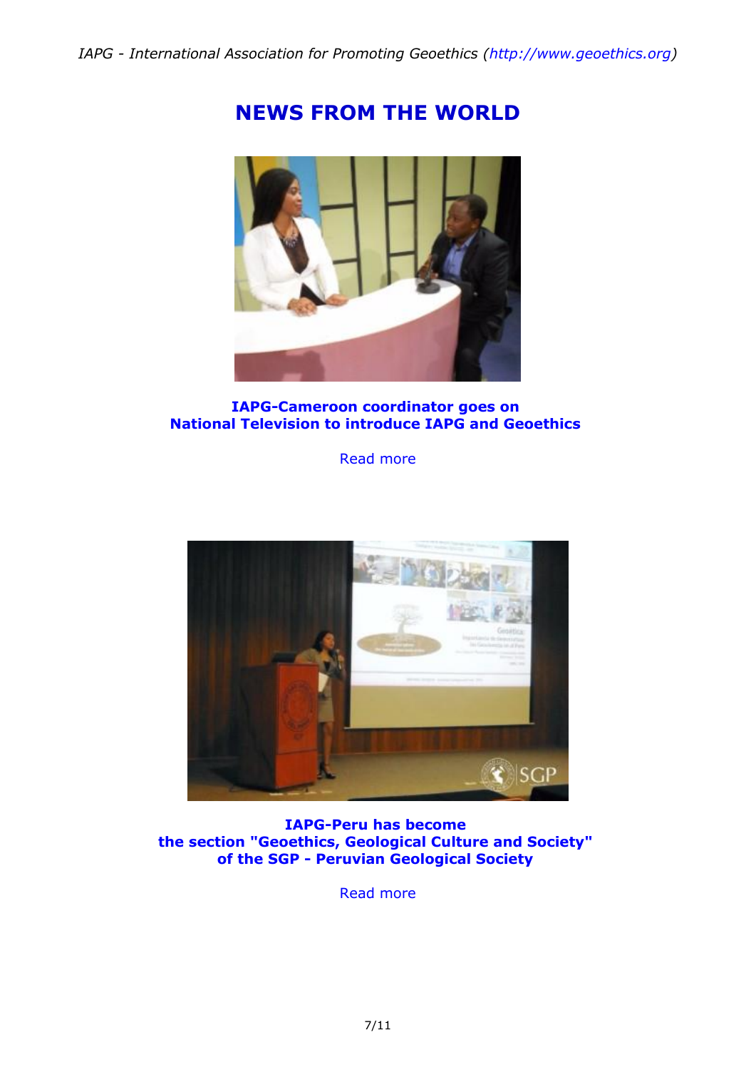# NEWS FROM THE WORLD

**IAPG-Cameroon coordinator goes on National Television to introduce IAPG and Geoethics**

Read more

**IAPG-Peru has become the section "Geoethics, Geological Culture and Society" of the SGP - Peruvian Geological Society**

Read more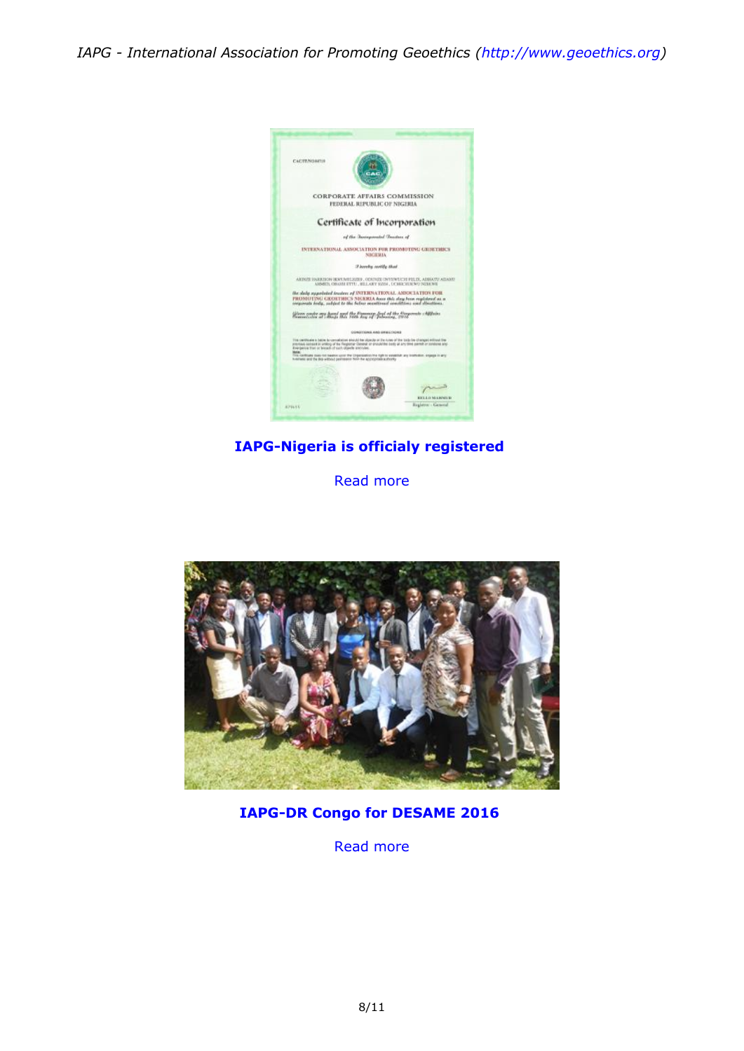**IAPG-Nigeria is officialy registered**

Read more

**IAPG-DR Congo for DESAME 2016**

Read more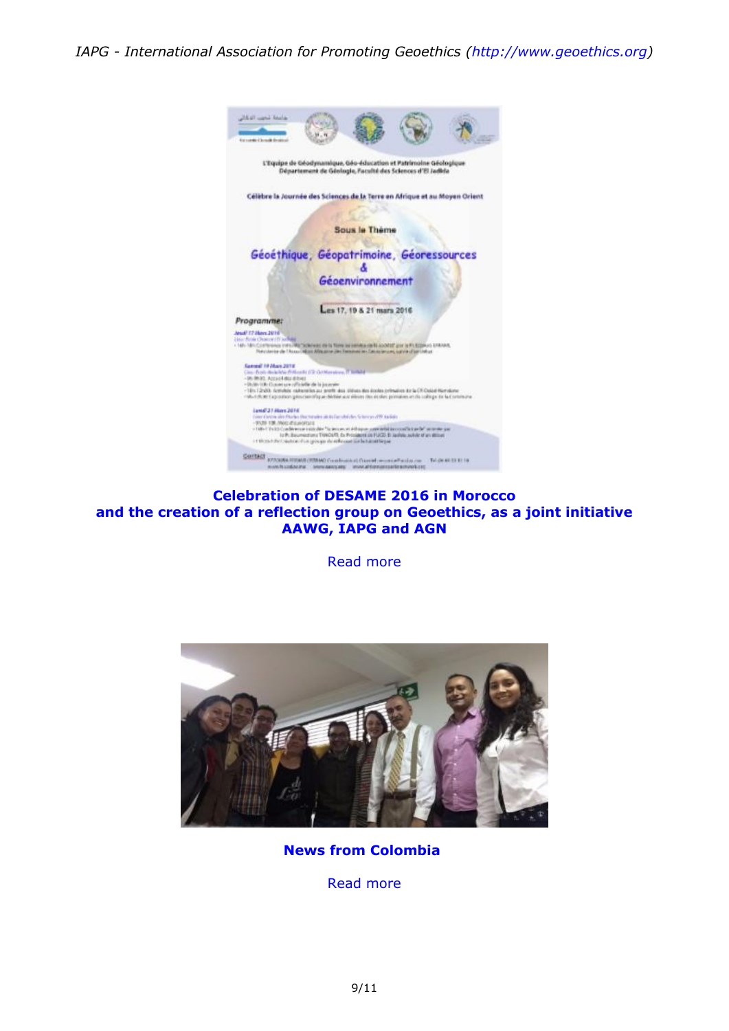**Celebration of DESAME 2016 in Morocco and the creation of a reflection group on Geoethics, as a joint initiative AAWG, IAPG and AGN**

Read more

**News from Colombia**

Read more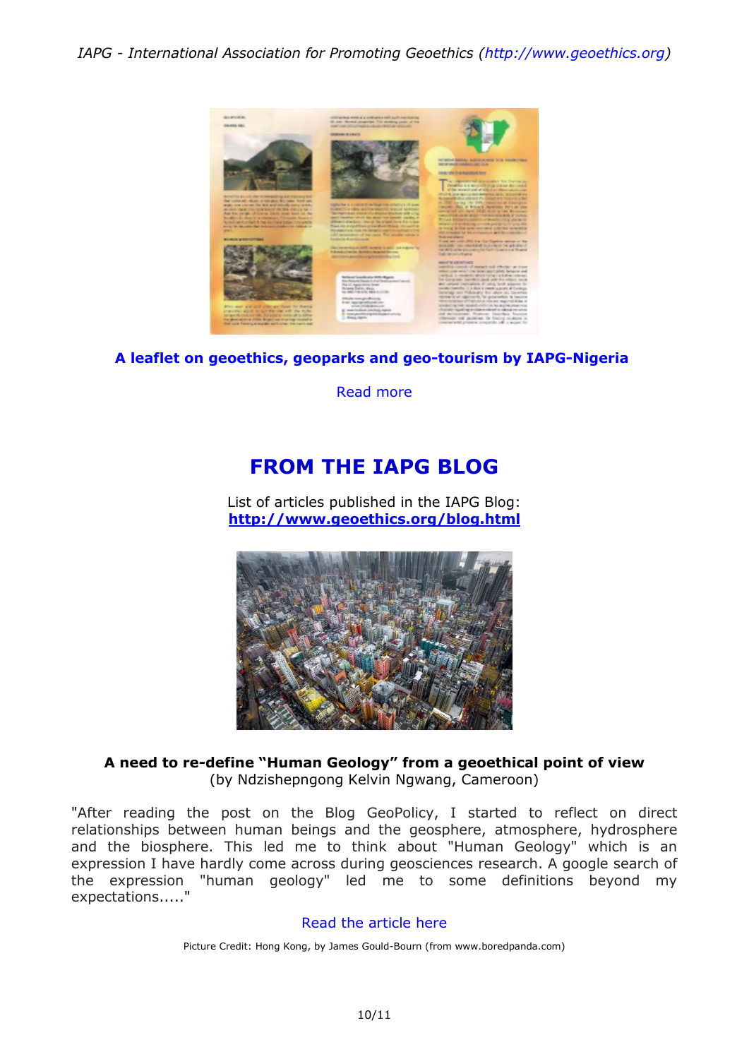**A leaflet on geoethics, geoparks and geo-tourism by IAPG-Nigeria**

Read more

## FROM THE IAPG BLOG

List of articles published in the IAPG Blog:
**http://www.geoethics.org/blog.html**

**A need to re-define "Human Geology" from a geoethical point of view**
(by Ndzishepngong Kelvin Ngwang, Cameroon)

"After reading the post on the Blog GeoPolicy, I started to reflect on direct relationships between human beings and the geosphere, atmosphere, hydrosphere and the biosphere. This led me to think about "Human Geology" which is an expression I have hardly come across during geosciences research. A google search of the expression "human geology" led me to some definitions beyond my expectations....."

Read the article here

Picture Credit: Hong Kong, by James Gould-Bourn (from www.boredpanda.com)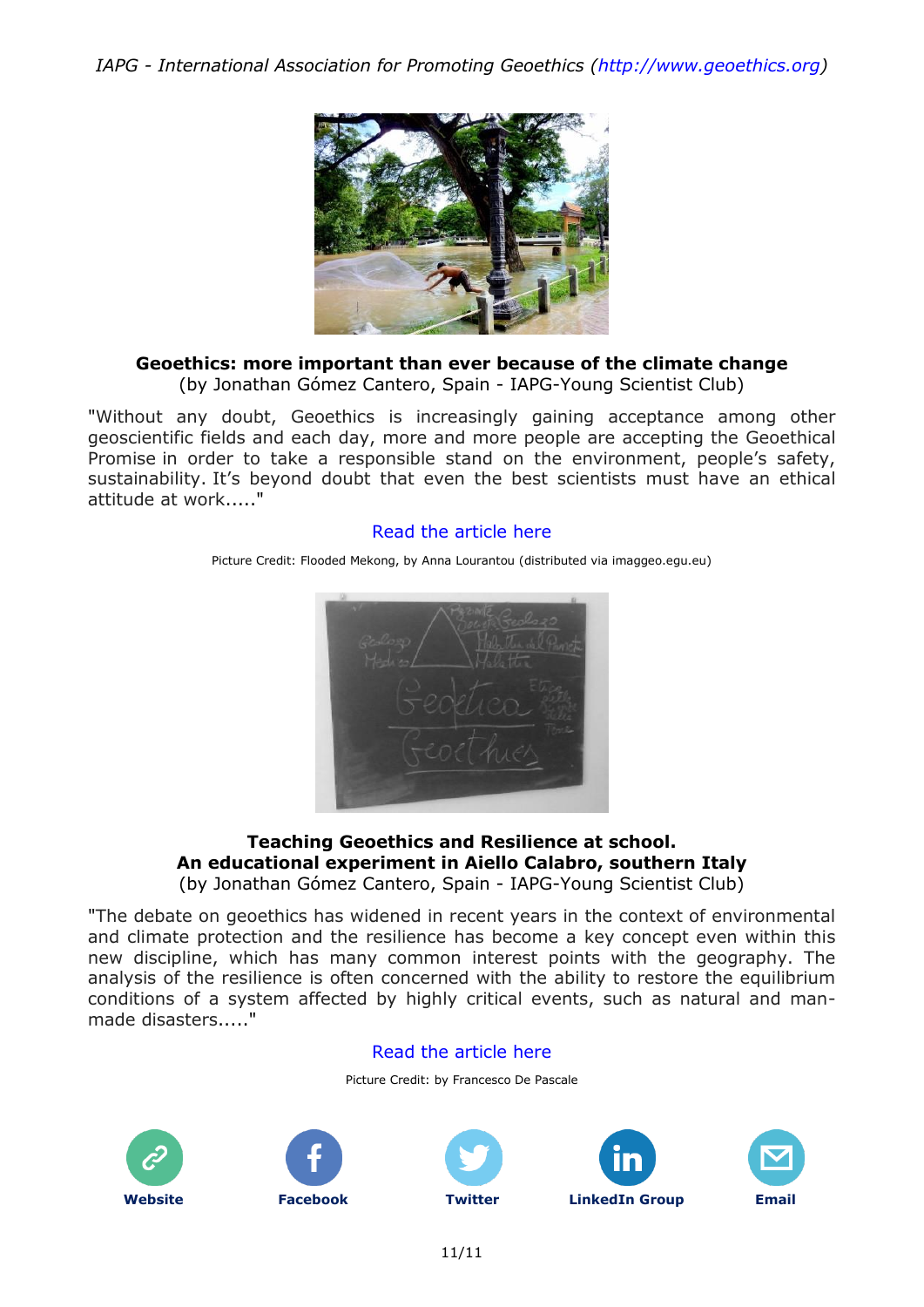**Geoethics: more important than ever because of the climate change**
(by Jonathan Gómez Cantero, Spain - IAPG-Young Scientist Club)

"Without any doubt, Geoethics is increasingly gaining acceptance among other geoscientific fields and each day, more and more people are accepting the Geoethical Promise in order to take a responsible stand on the environment, people's safety, sustainability. It's beyond doubt that even the best scientists must have an ethical attitude at work....."

Read the article here

Picture Credit: Flooded Mekong, by Anna Lourantou (distributed via imaggeo.egu.eu)

**Teaching Geoethics and Resilience at school.**
**An educational experiment in Aiello Calabro, southern Italy**
(by Jonathan Gómez Cantero, Spain - IAPG-Young Scientist Club)

"The debate on geoethics has widened in recent years in the context of environmental and climate protection and the resilience has become a key concept even within this new discipline, which has many common interest points with the geography. The analysis of the resilience is often concerned with the ability to restore the equilibrium conditions of a system affected by highly critical events, such as natural and man-made disasters....."

Read the article here

Picture Credit: by Francesco De Pascale

Website | Facebook | Twitter | LinkedIn Group | Email